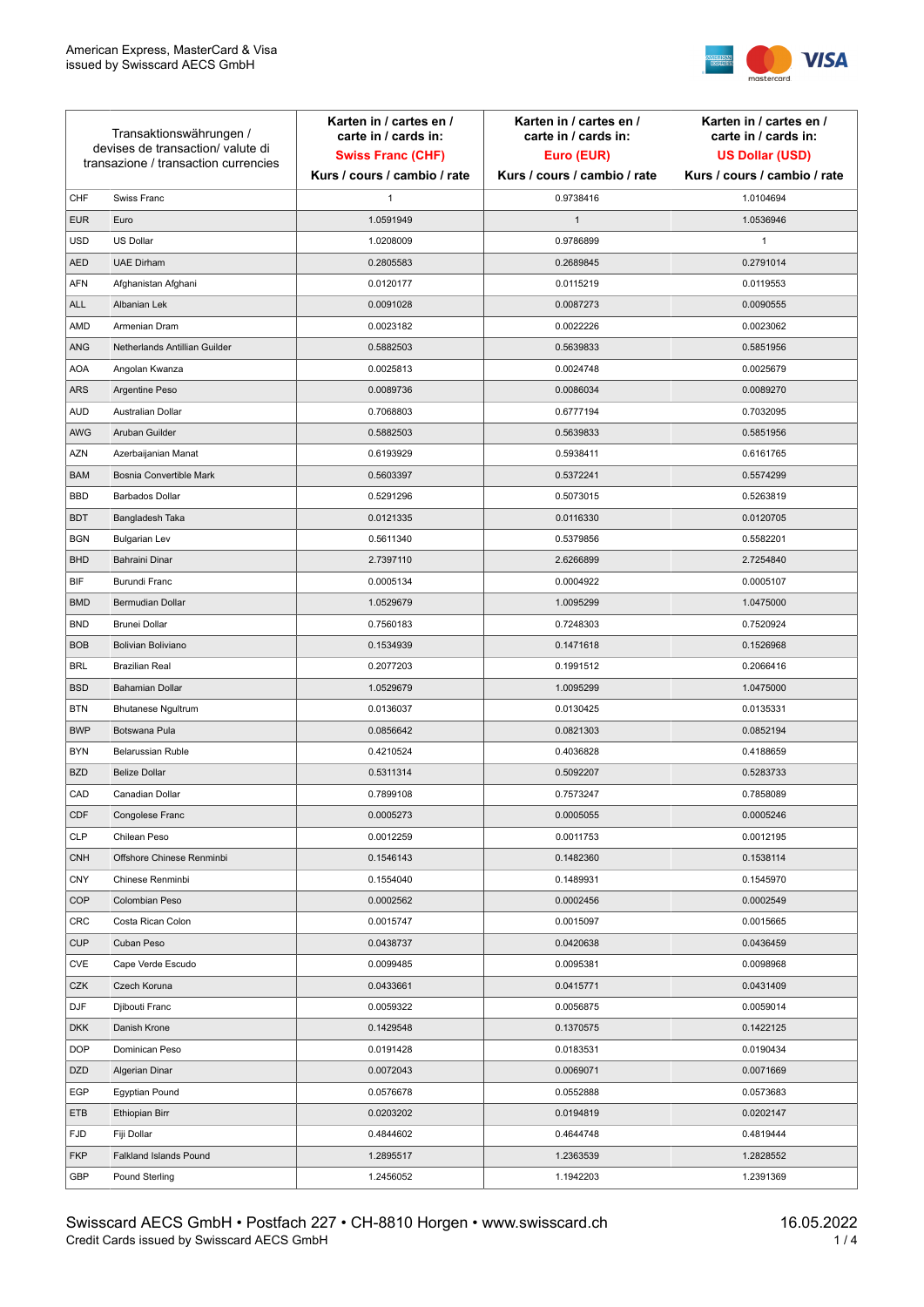American Express, MasterCard & Visa
issued by Swisscard AECS GmbH

| Transaktionswährungen / devises de transaction/ valute di transazione / transaction currencies | | Karten in / cartes en / carte in / cards in: **Swiss Franc (CHF)** Kurs / cours / cambio / rate | Karten in / cartes en / carte in / cards in: **Euro (EUR)** Kurs / cours / cambio / rate | Karten in / cartes en / carte in / cards in: **US Dollar (USD)** Kurs / cours / cambio / rate |
|---|---|---|---|---|
| CHF | Swiss Franc | 1 | 0.9738416 | 1.0104694 |
| EUR | Euro | 1.0591949 | 1 | 1.0536946 |
| USD | US Dollar | 1.0208009 | 0.9786899 | 1 |
| AED | UAE Dirham | 0.2805583 | 0.2689845 | 0.2791014 |
| AFN | Afghanistan Afghani | 0.0120177 | 0.0115219 | 0.0119553 |
| ALL | Albanian Lek | 0.0091028 | 0.0087273 | 0.0090555 |
| AMD | Armenian Dram | 0.0023182 | 0.0022226 | 0.0023062 |
| ANG | Netherlands Antillian Guilder | 0.5882503 | 0.5639833 | 0.5851956 |
| AOA | Angolan Kwanza | 0.0025813 | 0.0024748 | 0.0025679 |
| ARS | Argentine Peso | 0.0089736 | 0.0086034 | 0.0089270 |
| AUD | Australian Dollar | 0.7068803 | 0.6777194 | 0.7032095 |
| AWG | Aruban Guilder | 0.5882503 | 0.5639833 | 0.5851956 |
| AZN | Azerbaijanian Manat | 0.6193929 | 0.5938411 | 0.6161765 |
| BAM | Bosnia Convertible Mark | 0.5603397 | 0.5372241 | 0.5574299 |
| BBD | Barbados Dollar | 0.5291296 | 0.5073015 | 0.5263819 |
| BDT | Bangladesh Taka | 0.0121335 | 0.0116330 | 0.0120705 |
| BGN | Bulgarian Lev | 0.5611340 | 0.5379856 | 0.5582201 |
| BHD | Bahraini Dinar | 2.7397110 | 2.6266899 | 2.7254840 |
| BIF | Burundi Franc | 0.0005134 | 0.0004922 | 0.0005107 |
| BMD | Bermudian Dollar | 1.0529679 | 1.0095299 | 1.0475000 |
| BND | Brunei Dollar | 0.7560183 | 0.7248303 | 0.7520924 |
| BOB | Bolivian Boliviano | 0.1534939 | 0.1471618 | 0.1526968 |
| BRL | Brazilian Real | 0.2077203 | 0.1991512 | 0.2066416 |
| BSD | Bahamian Dollar | 1.0529679 | 1.0095299 | 1.0475000 |
| BTN | Bhutanese Ngultrum | 0.0136037 | 0.0130425 | 0.0135331 |
| BWP | Botswana Pula | 0.0856642 | 0.0821303 | 0.0852194 |
| BYN | Belarussian Ruble | 0.4210524 | 0.4036828 | 0.4188659 |
| BZD | Belize Dollar | 0.5311314 | 0.5092207 | 0.5283733 |
| CAD | Canadian Dollar | 0.7899108 | 0.7573247 | 0.7858089 |
| CDF | Congolese Franc | 0.0005273 | 0.0005055 | 0.0005246 |
| CLP | Chilean Peso | 0.0012259 | 0.0011753 | 0.0012195 |
| CNH | Offshore Chinese Renminbi | 0.1546143 | 0.1482360 | 0.1538114 |
| CNY | Chinese Renminbi | 0.1554040 | 0.1489931 | 0.1545970 |
| COP | Colombian Peso | 0.0002562 | 0.0002456 | 0.0002549 |
| CRC | Costa Rican Colon | 0.0015747 | 0.0015097 | 0.0015665 |
| CUP | Cuban Peso | 0.0438737 | 0.0420638 | 0.0436459 |
| CVE | Cape Verde Escudo | 0.0099485 | 0.0095381 | 0.0098968 |
| CZK | Czech Koruna | 0.0433661 | 0.0415771 | 0.0431409 |
| DJF | Djibouti Franc | 0.0059322 | 0.0056875 | 0.0059014 |
| DKK | Danish Krone | 0.1429548 | 0.1370575 | 0.1422125 |
| DOP | Dominican Peso | 0.0191428 | 0.0183531 | 0.0190434 |
| DZD | Algerian Dinar | 0.0072043 | 0.0069071 | 0.0071669 |
| EGP | Egyptian Pound | 0.0576678 | 0.0552888 | 0.0573683 |
| ETB | Ethiopian Birr | 0.0203202 | 0.0194819 | 0.0202147 |
| FJD | Fiji Dollar | 0.4844602 | 0.4644748 | 0.4819444 |
| FKP | Falkland Islands Pound | 1.2895517 | 1.2363539 | 1.2828552 |
| GBP | Pound Sterling | 1.2456052 | 1.1942203 | 1.2391369 |

Swisscard AECS GmbH • Postfach 227 • CH-8810 Horgen • www.swisscard.ch
Credit Cards issued by Swisscard AECS GmbH

16.05.2022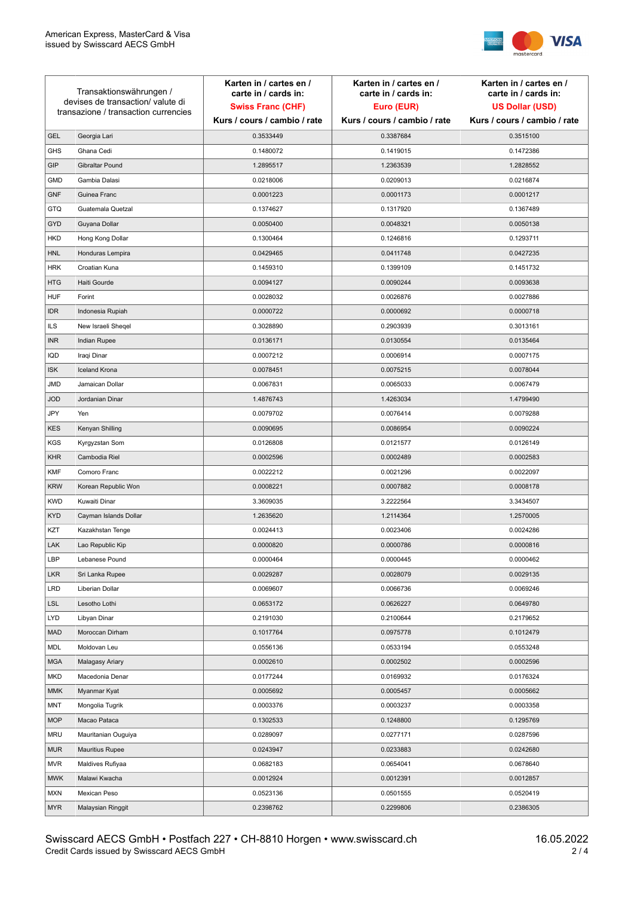American Express, MasterCard & Visa
issued by Swisscard AECS GmbH

| Transaktionswährungen / devises de transaction/ valute di transazione / transaction currencies | | Karten in / cartes en / carte in / cards in: **Swiss Franc (CHF)** Kurs / cours / cambio / rate | Karten in / cartes en / carte in / cards in: **Euro (EUR)** Kurs / cours / cambio / rate | Karten in / cartes en / carte in / cards in: **US Dollar (USD)** Kurs / cours / cambio / rate |
|---|---|---|---|---|
| GEL | Georgia Lari | 0.3533449 | 0.3387684 | 0.3515100 |
| GHS | Ghana Cedi | 0.1480072 | 0.1419015 | 0.1472386 |
| GIP | Gibraltar Pound | 1.2895517 | 1.2363539 | 1.2828552 |
| GMD | Gambia Dalasi | 0.0218006 | 0.0209013 | 0.0216874 |
| GNF | Guinea Franc | 0.0001223 | 0.0001173 | 0.0001217 |
| GTQ | Guatemala Quetzal | 0.1374627 | 0.1317920 | 0.1367489 |
| GYD | Guyana Dollar | 0.0050400 | 0.0048321 | 0.0050138 |
| HKD | Hong Kong Dollar | 0.1300464 | 0.1246816 | 0.1293711 |
| HNL | Honduras Lempira | 0.0429465 | 0.0411748 | 0.0427235 |
| HRK | Croatian Kuna | 0.1459310 | 0.1399109 | 0.1451732 |
| HTG | Haiti Gourde | 0.0094127 | 0.0090244 | 0.0093638 |
| HUF | Forint | 0.0028032 | 0.0026876 | 0.0027886 |
| IDR | Indonesia Rupiah | 0.0000722 | 0.0000692 | 0.0000718 |
| ILS | New Israeli Sheqel | 0.3028890 | 0.2903939 | 0.3013161 |
| INR | Indian Rupee | 0.0136171 | 0.0130554 | 0.0135464 |
| IQD | Iraqi Dinar | 0.0007212 | 0.0006914 | 0.0007175 |
| ISK | Iceland Krona | 0.0078451 | 0.0075215 | 0.0078044 |
| JMD | Jamaican Dollar | 0.0067831 | 0.0065033 | 0.0067479 |
| JOD | Jordanian Dinar | 1.4876743 | 1.4263034 | 1.4799490 |
| JPY | Yen | 0.0079702 | 0.0076414 | 0.0079288 |
| KES | Kenyan Shilling | 0.0090695 | 0.0086954 | 0.0090224 |
| KGS | Kyrgyzstan Som | 0.0126808 | 0.0121577 | 0.0126149 |
| KHR | Cambodia Riel | 0.0002596 | 0.0002489 | 0.0002583 |
| KMF | Comoro Franc | 0.0022212 | 0.0021296 | 0.0022097 |
| KRW | Korean Republic Won | 0.0008221 | 0.0007882 | 0.0008178 |
| KWD | Kuwaiti Dinar | 3.3609035 | 3.2222564 | 3.3434507 |
| KYD | Cayman Islands Dollar | 1.2635620 | 1.2114364 | 1.2570005 |
| KZT | Kazakhstan Tenge | 0.0024413 | 0.0023406 | 0.0024286 |
| LAK | Lao Republic Kip | 0.0000820 | 0.0000786 | 0.0000816 |
| LBP | Lebanese Pound | 0.0000464 | 0.0000445 | 0.0000462 |
| LKR | Sri Lanka Rupee | 0.0029287 | 0.0028079 | 0.0029135 |
| LRD | Liberian Dollar | 0.0069607 | 0.0066736 | 0.0069246 |
| LSL | Lesotho Lothi | 0.0653172 | 0.0626227 | 0.0649780 |
| LYD | Libyan Dinar | 0.2191030 | 0.2100644 | 0.2179652 |
| MAD | Moroccan Dirham | 0.1017764 | 0.0975778 | 0.1012479 |
| MDL | Moldovan Leu | 0.0556136 | 0.0533194 | 0.0553248 |
| MGA | Malagasy Ariary | 0.0002610 | 0.0002502 | 0.0002596 |
| MKD | Macedonia Denar | 0.0177244 | 0.0169932 | 0.0176324 |
| MMK | Myanmar Kyat | 0.0005692 | 0.0005457 | 0.0005662 |
| MNT | Mongolia Tugrik | 0.0003376 | 0.0003237 | 0.0003358 |
| MOP | Macao Pataca | 0.1302533 | 0.1248800 | 0.1295769 |
| MRU | Mauritanian Ouguiya | 0.0289097 | 0.0277171 | 0.0287596 |
| MUR | Mauritius Rupee | 0.0243947 | 0.0233883 | 0.0242680 |
| MVR | Maldives Rufiyaa | 0.0682183 | 0.0654041 | 0.0678640 |
| MWK | Malawi Kwacha | 0.0012924 | 0.0012391 | 0.0012857 |
| MXN | Mexican Peso | 0.0523136 | 0.0501555 | 0.0520419 |
| MYR | Malaysian Ringgit | 0.2398762 | 0.2299806 | 0.2386305 |

Swisscard AECS GmbH • Postfach 227 • CH-8810 Horgen • www.swisscard.ch
Credit Cards issued by Swisscard AECS GmbH

16.05.2022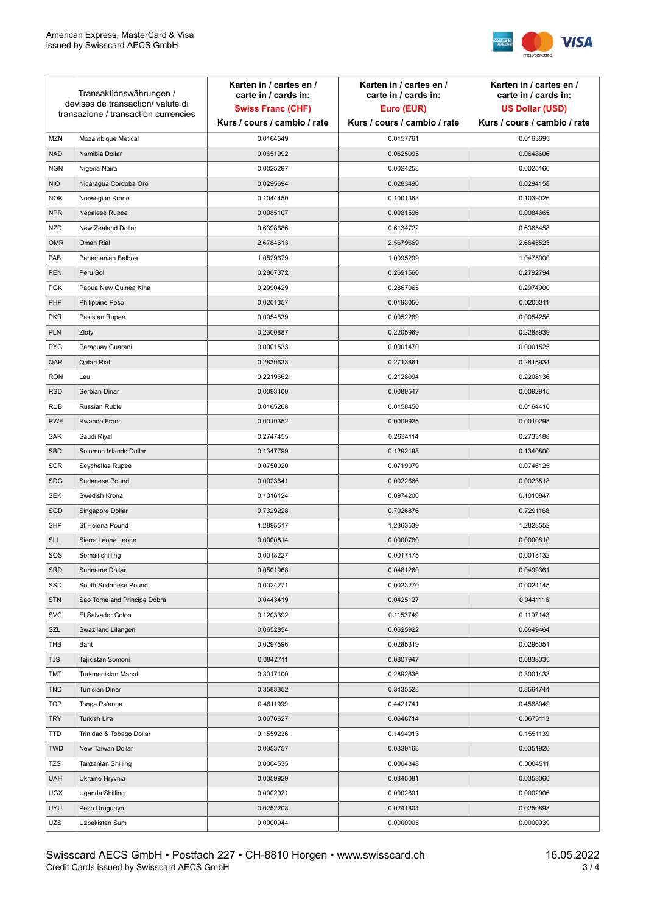| Transaktionswährungen / devises de transaction/ valute di transazione / transaction currencies | | Karten in / cartes en / carte in / cards in: **Swiss Franc (CHF)** Kurs / cours / cambio / rate | Karten in / cartes en / carte in / cards in: **Euro (EUR)** Kurs / cours / cambio / rate | Karten in / cartes en / carte in / cards in: **US Dollar (USD)** Kurs / cours / cambio / rate |
|---|---|---|---|---|
| MZN | Mozambique Metical | 0.0164549 | 0.0157761 | 0.0163695 |
| NAD | Namibia Dollar | 0.0651992 | 0.0625095 | 0.0648606 |
| NGN | Nigeria Naira | 0.0025297 | 0.0024253 | 0.0025166 |
| NIO | Nicaragua Cordoba Oro | 0.0295694 | 0.0283496 | 0.0294158 |
| NOK | Norwegian Krone | 0.1044450 | 0.1001363 | 0.1039026 |
| NPR | Nepalese Rupee | 0.0085107 | 0.0081596 | 0.0084665 |
| NZD | New Zealand Dollar | 0.6398686 | 0.6134722 | 0.6365458 |
| OMR | Oman Rial | 2.6784613 | 2.5679669 | 2.6645523 |
| PAB | Panamanian Balboa | 1.0529679 | 1.0095299 | 1.0475000 |
| PEN | Peru Sol | 0.2807372 | 0.2691560 | 0.2792794 |
| PGK | Papua New Guinea Kina | 0.2990429 | 0.2867065 | 0.2974900 |
| PHP | Philippine Peso | 0.0201357 | 0.0193050 | 0.0200311 |
| PKR | Pakistan Rupee | 0.0054539 | 0.0052289 | 0.0054256 |
| PLN | Zloty | 0.2300887 | 0.2205969 | 0.2288939 |
| PYG | Paraguay Guarani | 0.0001533 | 0.0001470 | 0.0001525 |
| QAR | Qatari Rial | 0.2830633 | 0.2713861 | 0.2815934 |
| RON | Leu | 0.2219662 | 0.2128094 | 0.2208136 |
| RSD | Serbian Dinar | 0.0093400 | 0.0089547 | 0.0092915 |
| RUB | Russian Ruble | 0.0165268 | 0.0158450 | 0.0164410 |
| RWF | Rwanda Franc | 0.0010352 | 0.0009925 | 0.0010298 |
| SAR | Saudi Riyal | 0.2747455 | 0.2634114 | 0.2733188 |
| SBD | Solomon Islands Dollar | 0.1347799 | 0.1292198 | 0.1340800 |
| SCR | Seychelles Rupee | 0.0750020 | 0.0719079 | 0.0746125 |
| SDG | Sudanese Pound | 0.0023641 | 0.0022666 | 0.0023518 |
| SEK | Swedish Krona | 0.1016124 | 0.0974206 | 0.1010847 |
| SGD | Singapore Dollar | 0.7329228 | 0.7026876 | 0.7291168 |
| SHP | St Helena Pound | 1.2895517 | 1.2363539 | 1.2828552 |
| SLL | Sierra Leone Leone | 0.0000814 | 0.0000780 | 0.0000810 |
| SOS | Somali shilling | 0.0018227 | 0.0017475 | 0.0018132 |
| SRD | Suriname Dollar | 0.0501968 | 0.0481260 | 0.0499361 |
| SSD | South Sudanese Pound | 0.0024271 | 0.0023270 | 0.0024145 |
| STN | Sao Tome and Principe Dobra | 0.0443419 | 0.0425127 | 0.0441116 |
| SVC | El Salvador Colon | 0.1203392 | 0.1153749 | 0.1197143 |
| SZL | Swaziland Lilangeni | 0.0652854 | 0.0625922 | 0.0649464 |
| THB | Baht | 0.0297596 | 0.0285319 | 0.0296051 |
| TJS | Tajikistan Somoni | 0.0842711 | 0.0807947 | 0.0838335 |
| TMT | Turkmenistan Manat | 0.3017100 | 0.2892636 | 0.3001433 |
| TND | Tunisian Dinar | 0.3583352 | 0.3435528 | 0.3564744 |
| TOP | Tonga Pa'anga | 0.4611999 | 0.4421741 | 0.4588049 |
| TRY | Turkish Lira | 0.0676627 | 0.0648714 | 0.0673113 |
| TTD | Trinidad & Tobago Dollar | 0.1559236 | 0.1494913 | 0.1551139 |
| TWD | New Taiwan Dollar | 0.0353757 | 0.0339163 | 0.0351920 |
| TZS | Tanzanian Shilling | 0.0004535 | 0.0004348 | 0.0004511 |
| UAH | Ukraine Hryvnia | 0.0359929 | 0.0345081 | 0.0358060 |
| UGX | Uganda Shilling | 0.0002921 | 0.0002801 | 0.0002906 |
| UYU | Peso Uruguayo | 0.0252208 | 0.0241804 | 0.0250898 |
| UZS | Uzbekistan Sum | 0.0000944 | 0.0000905 | 0.0000939 |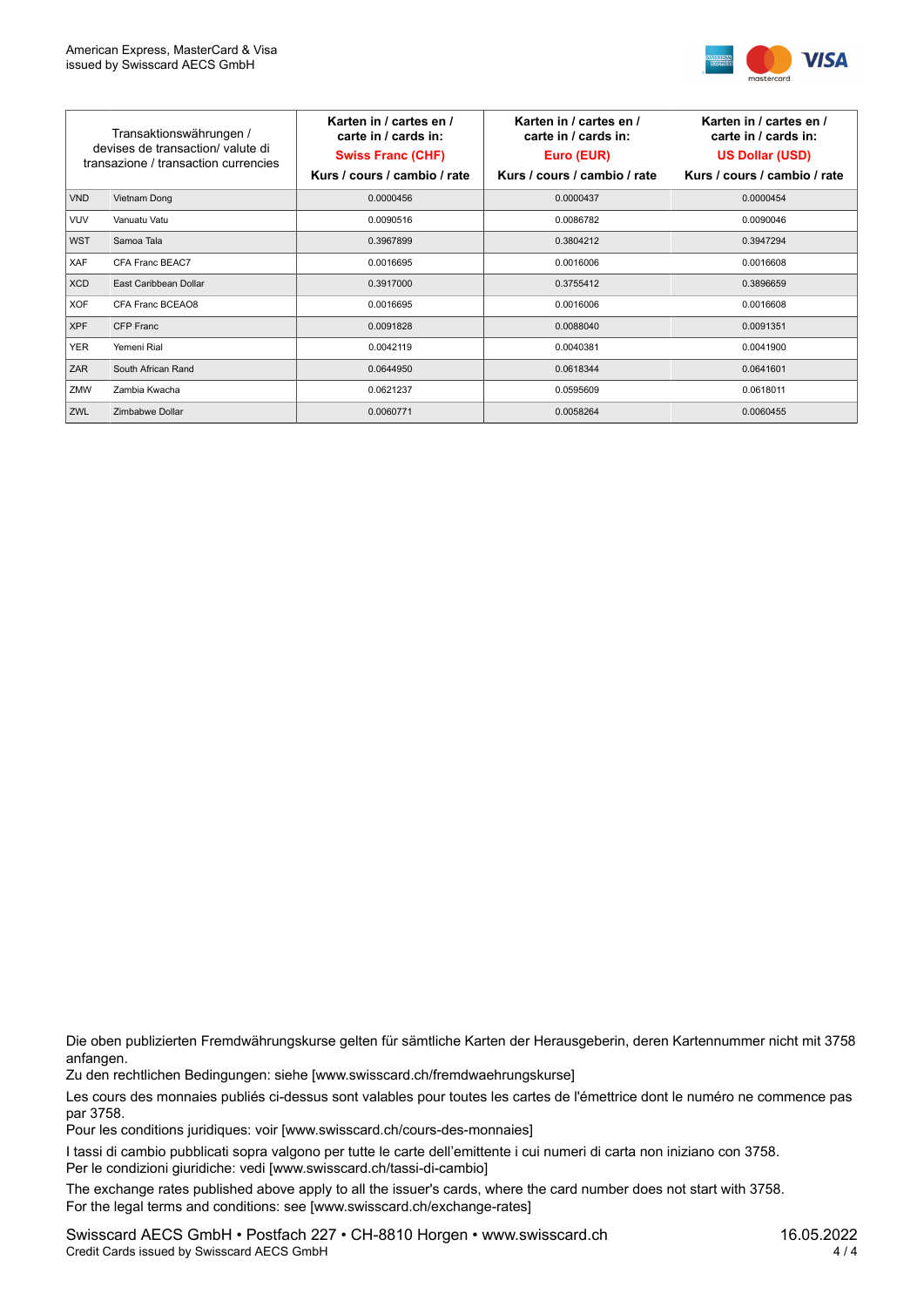| Transaktionswährungen / devises de transaction/ valute di transazione / transaction currencies | | Karten in / cartes en / carte in / cards in: **Swiss Franc (CHF)** Kurs / cours / cambio / rate | Karten in / cartes en / carte in / cards in: **Euro (EUR)** Kurs / cours / cambio / rate | Karten in / cartes en / carte in / cards in: **US Dollar (USD)** Kurs / cours / cambio / rate |
|---|---|---|---|---|
| VND | Vietnam Dong | 0.0000456 | 0.0000437 | 0.0000454 |
| VUV | Vanuatu Vatu | 0.0090516 | 0.0086782 | 0.0090046 |
| WST | Samoa Tala | 0.3967899 | 0.3804212 | 0.3947294 |
| XAF | CFA Franc BEAC7 | 0.0016695 | 0.0016006 | 0.0016608 |
| XCD | East Caribbean Dollar | 0.3917000 | 0.3755412 | 0.3896659 |
| XOF | CFA Franc BCEAO8 | 0.0016695 | 0.0016006 | 0.0016608 |
| XPF | CFP Franc | 0.0091828 | 0.0088040 | 0.0091351 |
| YER | Yemeni Rial | 0.0042119 | 0.0040381 | 0.0041900 |
| ZAR | South African Rand | 0.0644950 | 0.0618344 | 0.0641601 |
| ZMW | Zambia Kwacha | 0.0621237 | 0.0595609 | 0.0618011 |
| ZWL | Zimbabwe Dollar | 0.0060771 | 0.0058264 | 0.0060455 |

Die oben publizierten Fremdwährungskurse gelten für sämtliche Karten der Herausgeberin, deren Kartennummer nicht mit 3758 anfangen.
Zu den rechtlichen Bedingungen: siehe [www.swisscard.ch/fremdwaehrungskurse]

Les cours des monnaies publiés ci-dessus sont valables pour toutes les cartes de l'émettrice dont le numéro ne commence pas par 3758.
Pour les conditions juridiques: voir [www.swisscard.ch/cours-des-monnaies]

I tassi di cambio pubblicati sopra valgono per tutte le carte dell'emittente i cui numeri di carta non iniziano con 3758.
Per le condizioni giuridiche: vedi [www.swisscard.ch/tassi-di-cambio]

The exchange rates published above apply to all the issuer's cards, where the card number does not start with 3758.
For the legal terms and conditions: see [www.swisscard.ch/exchange-rates]

Swisscard AECS GmbH • Postfach 227 • CH-8810 Horgen • www.swisscard.ch
Credit Cards issued by Swisscard AECS GmbH

16.05.2022